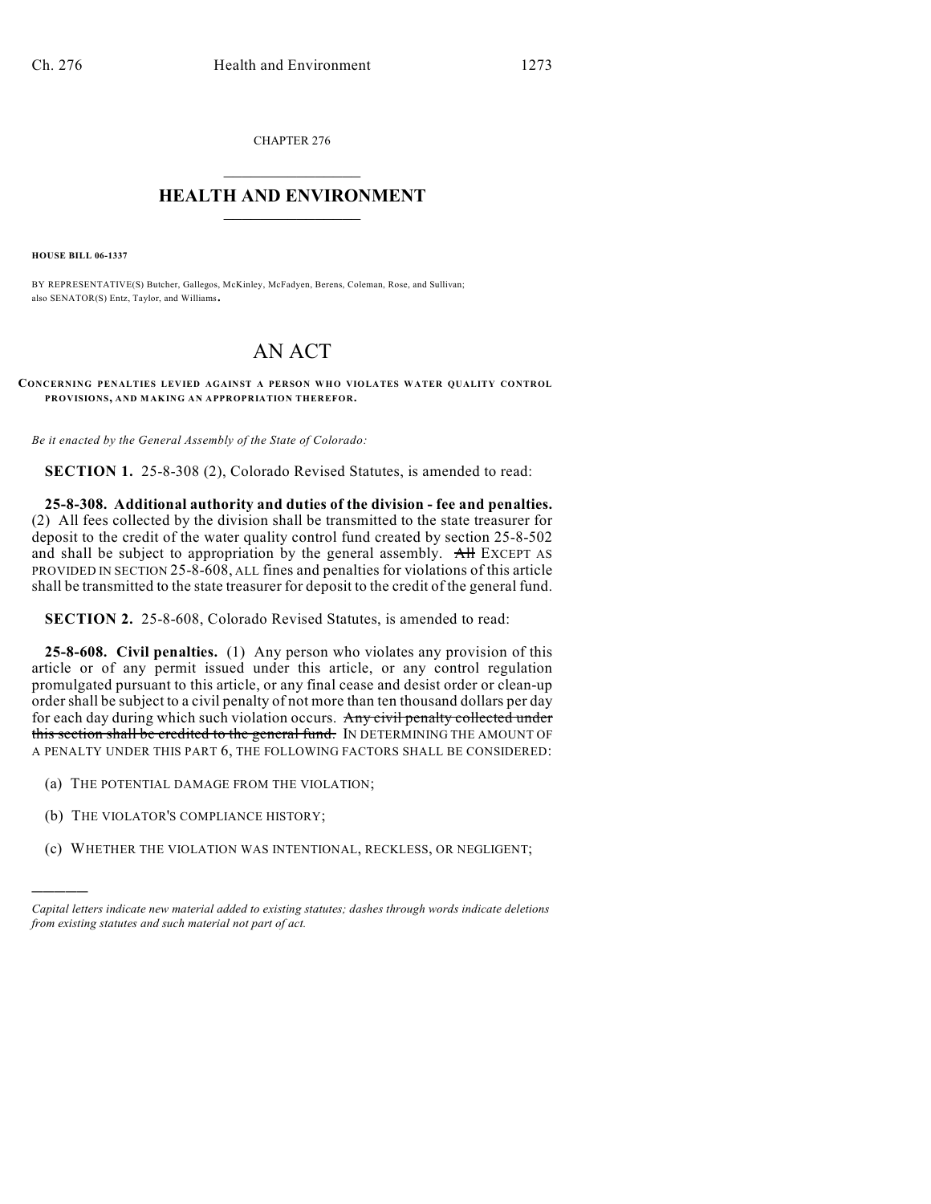CHAPTER 276

# HEALTH AND ENVIRONMENT

**HOUSE BILL 06-1337**

BY REPRESENTATIVE(S) Butcher, Gallegos, McKinley, McFadyen, Berens, Coleman, Rose, and Sullivan; also SENATOR(S) Entz, Taylor, and Williams.

# AN ACT

**CONCERNING PENALTIES LEVIED AGAINST A PERSON WHO VIOLATES WATER QUALITY CONTROL PROVISIONS, AND MAKING AN APPROPRIATION THEREFOR.**

*Be it enacted by the General Assembly of the State of Colorado:*

**SECTION 1.** 25-8-308 (2), Colorado Revised Statutes, is amended to read:

**25-8-308. Additional authority and duties of the division - fee and penalties.** (2) All fees collected by the division shall be transmitted to the state treasurer for deposit to the credit of the water quality control fund created by section 25-8-502 and shall be subject to appropriation by the general assembly. ~~All~~ EXCEPT AS PROVIDED IN SECTION 25-8-608, ALL fines and penalties for violations of this article shall be transmitted to the state treasurer for deposit to the credit of the general fund.

**SECTION 2.** 25-8-608, Colorado Revised Statutes, is amended to read:

**25-8-608. Civil penalties.** (1) Any person who violates any provision of this article or of any permit issued under this article, or any control regulation promulgated pursuant to this article, or any final cease and desist order or clean-up order shall be subject to a civil penalty of not more than ten thousand dollars per day for each day during which such violation occurs. ~~Any civil penalty collected under this section shall be credited to the general fund.~~ IN DETERMINING THE AMOUNT OF A PENALTY UNDER THIS PART 6, THE FOLLOWING FACTORS SHALL BE CONSIDERED:

(a) THE POTENTIAL DAMAGE FROM THE VIOLATION;

(b) THE VIOLATOR'S COMPLIANCE HISTORY;

(c) WHETHER THE VIOLATION WAS INTENTIONAL, RECKLESS, OR NEGLIGENT;

---

*Capital letters indicate new material added to existing statutes; dashes through words indicate deletions from existing statutes and such material not part of act.*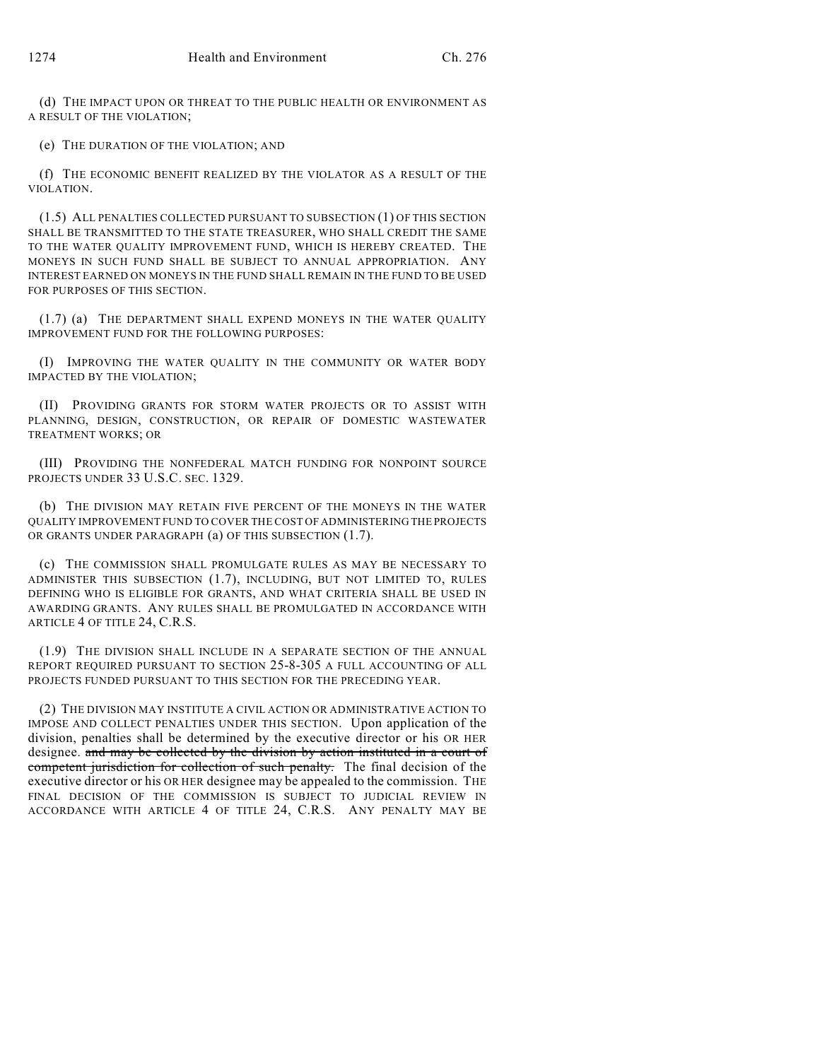(d) THE IMPACT UPON OR THREAT TO THE PUBLIC HEALTH OR ENVIRONMENT AS A RESULT OF THE VIOLATION;

(e) THE DURATION OF THE VIOLATION; AND

(f) THE ECONOMIC BENEFIT REALIZED BY THE VIOLATOR AS A RESULT OF THE VIOLATION.

(1.5) ALL PENALTIES COLLECTED PURSUANT TO SUBSECTION (1) OF THIS SECTION SHALL BE TRANSMITTED TO THE STATE TREASURER, WHO SHALL CREDIT THE SAME TO THE WATER QUALITY IMPROVEMENT FUND, WHICH IS HEREBY CREATED. THE MONEYS IN SUCH FUND SHALL BE SUBJECT TO ANNUAL APPROPRIATION. ANY INTEREST EARNED ON MONEYS IN THE FUND SHALL REMAIN IN THE FUND TO BE USED FOR PURPOSES OF THIS SECTION.

(1.7) (a) THE DEPARTMENT SHALL EXPEND MONEYS IN THE WATER QUALITY IMPROVEMENT FUND FOR THE FOLLOWING PURPOSES:

(I) IMPROVING THE WATER QUALITY IN THE COMMUNITY OR WATER BODY IMPACTED BY THE VIOLATION;

(II) PROVIDING GRANTS FOR STORM WATER PROJECTS OR TO ASSIST WITH PLANNING, DESIGN, CONSTRUCTION, OR REPAIR OF DOMESTIC WASTEWATER TREATMENT WORKS; OR

(III) PROVIDING THE NONFEDERAL MATCH FUNDING FOR NONPOINT SOURCE PROJECTS UNDER 33 U.S.C. SEC. 1329.

(b) THE DIVISION MAY RETAIN FIVE PERCENT OF THE MONEYS IN THE WATER QUALITY IMPROVEMENT FUND TO COVER THE COST OF ADMINISTERING THE PROJECTS OR GRANTS UNDER PARAGRAPH (a) OF THIS SUBSECTION (1.7).

(c) THE COMMISSION SHALL PROMULGATE RULES AS MAY BE NECESSARY TO ADMINISTER THIS SUBSECTION (1.7), INCLUDING, BUT NOT LIMITED TO, RULES DEFINING WHO IS ELIGIBLE FOR GRANTS, AND WHAT CRITERIA SHALL BE USED IN AWARDING GRANTS. ANY RULES SHALL BE PROMULGATED IN ACCORDANCE WITH ARTICLE 4 OF TITLE 24, C.R.S.

(1.9) THE DIVISION SHALL INCLUDE IN A SEPARATE SECTION OF THE ANNUAL REPORT REQUIRED PURSUANT TO SECTION 25-8-305 A FULL ACCOUNTING OF ALL PROJECTS FUNDED PURSUANT TO THIS SECTION FOR THE PRECEDING YEAR.

(2) THE DIVISION MAY INSTITUTE A CIVIL ACTION OR ADMINISTRATIVE ACTION TO IMPOSE AND COLLECT PENALTIES UNDER THIS SECTION. Upon application of the division, penalties shall be determined by the executive director or his OR HER designee. ~~and may be collected by the division by action instituted in a court of competent jurisdiction for collection of such penalty.~~ The final decision of the executive director or his OR HER designee may be appealed to the commission. THE FINAL DECISION OF THE COMMISSION IS SUBJECT TO JUDICIAL REVIEW IN ACCORDANCE WITH ARTICLE 4 OF TITLE 24, C.R.S. ANY PENALTY MAY BE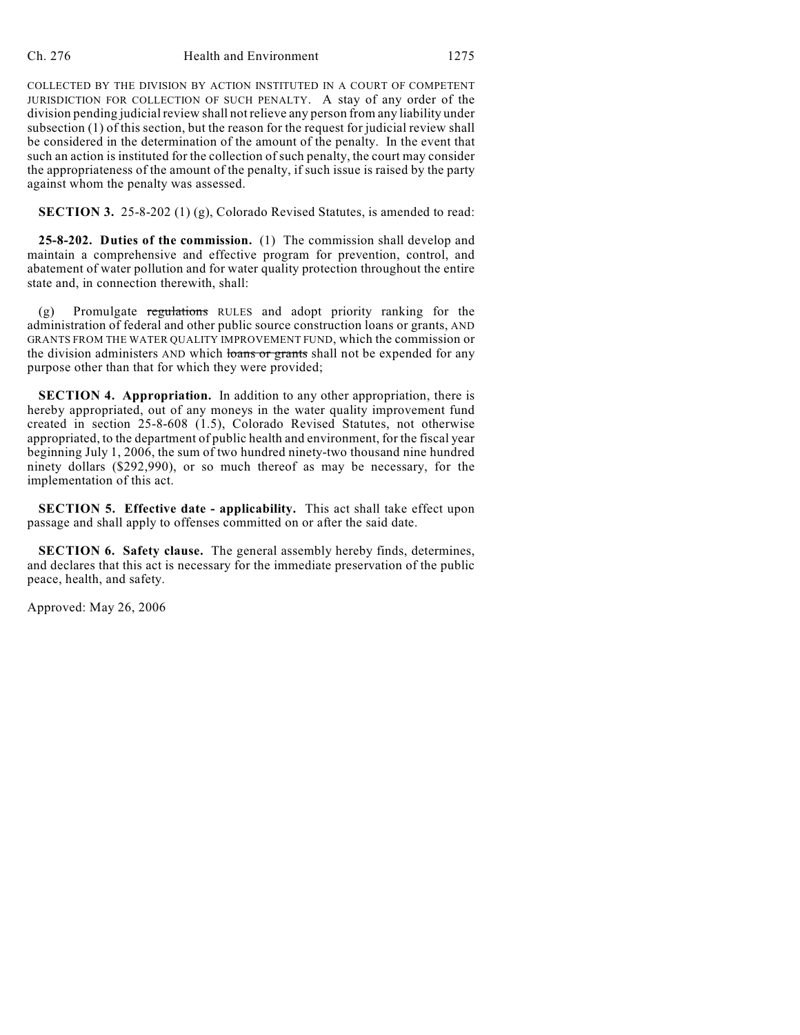COLLECTED BY THE DIVISION BY ACTION INSTITUTED IN A COURT OF COMPETENT JURISDICTION FOR COLLECTION OF SUCH PENALTY. A stay of any order of the division pending judicial review shall not relieve any person from any liability under subsection (1) of this section, but the reason for the request for judicial review shall be considered in the determination of the amount of the penalty. In the event that such an action is instituted for the collection of such penalty, the court may consider the appropriateness of the amount of the penalty, if such issue is raised by the party against whom the penalty was assessed.

**SECTION 3.** 25-8-202 (1) (g), Colorado Revised Statutes, is amended to read:

**25-8-202. Duties of the commission.** (1) The commission shall develop and maintain a comprehensive and effective program for prevention, control, and abatement of water pollution and for water quality protection throughout the entire state and, in connection therewith, shall:

(g) Promulgate ~~regulations~~ RULES and adopt priority ranking for the administration of federal and other public source construction loans or grants, AND GRANTS FROM THE WATER QUALITY IMPROVEMENT FUND, which the commission or the division administers AND which ~~loans or grants~~ shall not be expended for any purpose other than that for which they were provided;

**SECTION 4. Appropriation.** In addition to any other appropriation, there is hereby appropriated, out of any moneys in the water quality improvement fund created in section 25-8-608 (1.5), Colorado Revised Statutes, not otherwise appropriated, to the department of public health and environment, for the fiscal year beginning July 1, 2006, the sum of two hundred ninety-two thousand nine hundred ninety dollars ($292,990), or so much thereof as may be necessary, for the implementation of this act.

**SECTION 5. Effective date - applicability.** This act shall take effect upon passage and shall apply to offenses committed on or after the said date.

**SECTION 6. Safety clause.** The general assembly hereby finds, determines, and declares that this act is necessary for the immediate preservation of the public peace, health, and safety.

Approved: May 26, 2006